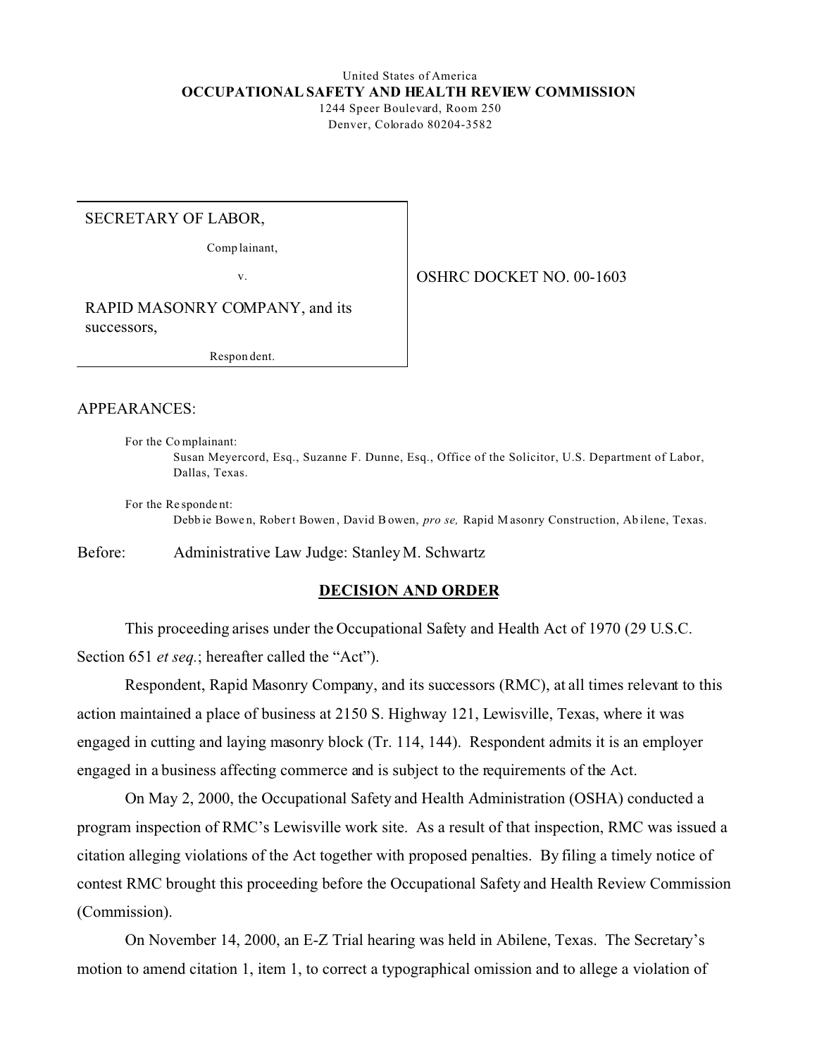United States of America
**OCCUPATIONAL SAFETY AND HEALTH REVIEW COMMISSION**
1244 Speer Boulevard, Room 250
Denver, Colorado 80204-3582

| | |
|---|---|
| SECRETARY OF LABOR,<br><br>Complainant,<br><br>v.<br><br>RAPID MASONRY COMPANY, and its successors,<br><br>Respondent. | OSHRC DOCKET NO. 00-1603 |

APPEARANCES:

For the Complainant:
Susan Meyercord, Esq., Suzanne F. Dunne, Esq., Office of the Solicitor, U.S. Department of Labor, Dallas, Texas.

For the Respondent:
Debbie Bowen, Robert Bowen, David Bowen, *pro se,* Rapid Masonry Construction, Abilene, Texas.

Before: Administrative Law Judge: Stanley M. Schwartz

## DECISION AND ORDER

This proceeding arises under the Occupational Safety and Health Act of 1970 (29 U.S.C. Section 651 *et seq.*; hereafter called the "Act").

Respondent, Rapid Masonry Company, and its successors (RMC), at all times relevant to this action maintained a place of business at 2150 S. Highway 121, Lewisville, Texas, where it was engaged in cutting and laying masonry block (Tr. 114, 144). Respondent admits it is an employer engaged in a business affecting commerce and is subject to the requirements of the Act.

On May 2, 2000, the Occupational Safety and Health Administration (OSHA) conducted a program inspection of RMC's Lewisville work site. As a result of that inspection, RMC was issued a citation alleging violations of the Act together with proposed penalties. By filing a timely notice of contest RMC brought this proceeding before the Occupational Safety and Health Review Commission (Commission).

On November 14, 2000, an E-Z Trial hearing was held in Abilene, Texas. The Secretary's motion to amend citation 1, item 1, to correct a typographical omission and to allege a violation of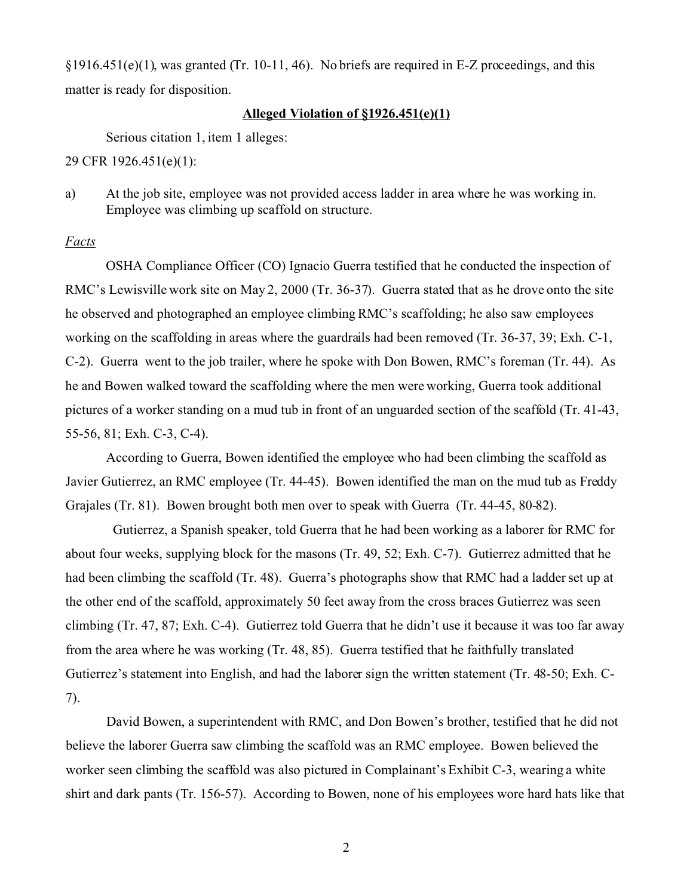§1916.451(e)(1), was granted (Tr. 10-11, 46). No briefs are required in E-Z proceedings, and this matter is ready for disposition.

**Alleged Violation of §1926.451(e)(1)**

Serious citation 1, item 1 alleges:

29 CFR 1926.451(e)(1):

a) At the job site, employee was not provided access ladder in area where he was working in. Employee was climbing up scaffold on structure.

*Facts*

OSHA Compliance Officer (CO) Ignacio Guerra testified that he conducted the inspection of RMC's Lewisville work site on May 2, 2000 (Tr. 36-37). Guerra stated that as he drove onto the site he observed and photographed an employee climbing RMC's scaffolding; he also saw employees working on the scaffolding in areas where the guardrails had been removed (Tr. 36-37, 39; Exh. C-1, C-2). Guerra went to the job trailer, where he spoke with Don Bowen, RMC's foreman (Tr. 44). As he and Bowen walked toward the scaffolding where the men were working, Guerra took additional pictures of a worker standing on a mud tub in front of an unguarded section of the scaffold (Tr. 41-43, 55-56, 81; Exh. C-3, C-4).

According to Guerra, Bowen identified the employee who had been climbing the scaffold as Javier Gutierrez, an RMC employee (Tr. 44-45). Bowen identified the man on the mud tub as Freddy Grajales (Tr. 81). Bowen brought both men over to speak with Guerra (Tr. 44-45, 80-82).

Gutierrez, a Spanish speaker, told Guerra that he had been working as a laborer for RMC for about four weeks, supplying block for the masons (Tr. 49, 52; Exh. C-7). Gutierrez admitted that he had been climbing the scaffold (Tr. 48). Guerra's photographs show that RMC had a ladder set up at the other end of the scaffold, approximately 50 feet away from the cross braces Gutierrez was seen climbing (Tr. 47, 87; Exh. C-4). Gutierrez told Guerra that he didn't use it because it was too far away from the area where he was working (Tr. 48, 85). Guerra testified that he faithfully translated Gutierrez's statement into English, and had the laborer sign the written statement (Tr. 48-50; Exh. C-7).

David Bowen, a superintendent with RMC, and Don Bowen's brother, testified that he did not believe the laborer Guerra saw climbing the scaffold was an RMC employee. Bowen believed the worker seen climbing the scaffold was also pictured in Complainant's Exhibit C-3, wearing a white shirt and dark pants (Tr. 156-57). According to Bowen, none of his employees wore hard hats like that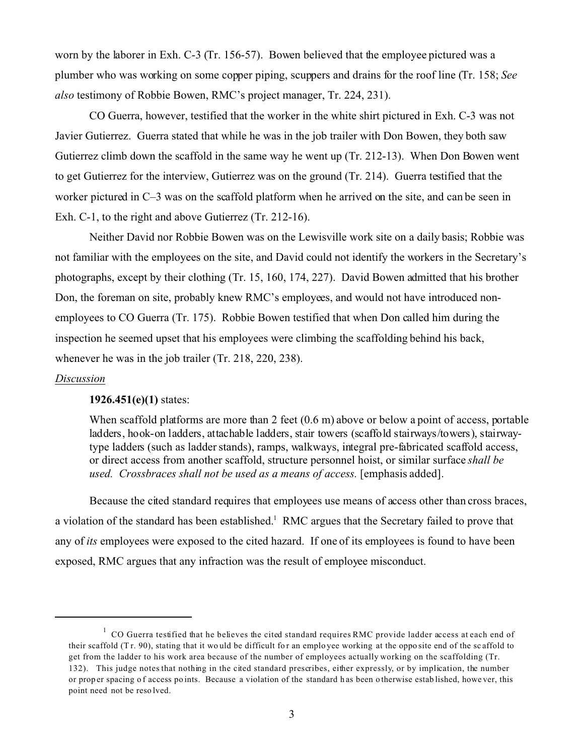worn by the laborer in Exh. C-3 (Tr. 156-57). Bowen believed that the employee pictured was a plumber who was working on some copper piping, scuppers and drains for the roof line (Tr. 158; *See also* testimony of Robbie Bowen, RMC's project manager, Tr. 224, 231).

CO Guerra, however, testified that the worker in the white shirt pictured in Exh. C-3 was not Javier Gutierrez. Guerra stated that while he was in the job trailer with Don Bowen, they both saw Gutierrez climb down the scaffold in the same way he went up (Tr. 212-13). When Don Bowen went to get Gutierrez for the interview, Gutierrez was on the ground (Tr. 214). Guerra testified that the worker pictured in C–3 was on the scaffold platform when he arrived on the site, and can be seen in Exh. C-1, to the right and above Gutierrez (Tr. 212-16).

Neither David nor Robbie Bowen was on the Lewisville work site on a daily basis; Robbie was not familiar with the employees on the site, and David could not identify the workers in the Secretary's photographs, except by their clothing (Tr. 15, 160, 174, 227). David Bowen admitted that his brother Don, the foreman on site, probably knew RMC's employees, and would not have introduced non-employees to CO Guerra (Tr. 175). Robbie Bowen testified that when Don called him during the inspection he seemed upset that his employees were climbing the scaffolding behind his back, whenever he was in the job trailer (Tr. 218, 220, 238).

<u>*Discussion*</u>

**1926.451(e)(1)** states:

> When scaffold platforms are more than 2 feet (0.6 m) above or below a point of access, portable ladders, hook-on ladders, attachable ladders, stair towers (scaffold stairways/towers), stairway-type ladders (such as ladder stands), ramps, walkways, integral pre-fabricated scaffold access, or direct access from another scaffold, structure personnel hoist, or similar surface *shall be used. Crossbraces shall not be used as a means of access.* [emphasis added].

Because the cited standard requires that employees use means of access other than cross braces, a violation of the standard has been established.[1] RMC argues that the Secretary failed to prove that any of *its* employees were exposed to the cited hazard. If one of its employees is found to have been exposed, RMC argues that any infraction was the result of employee misconduct.

---

[1] CO Guerra testified that he believes the cited standard requires RMC provide ladder access at each end of their scaffold (Tr. 90), stating that it would be difficult for an employee working at the opposite end of the scaffold to get from the ladder to his work area because of the number of employees actually working on the scaffolding (Tr. 132). This judge notes that nothing in the cited standard prescribes, either expressly, or by implication, the number or proper spacing of access points. Because a violation of the standard has been otherwise established, however, this point need not be resolved.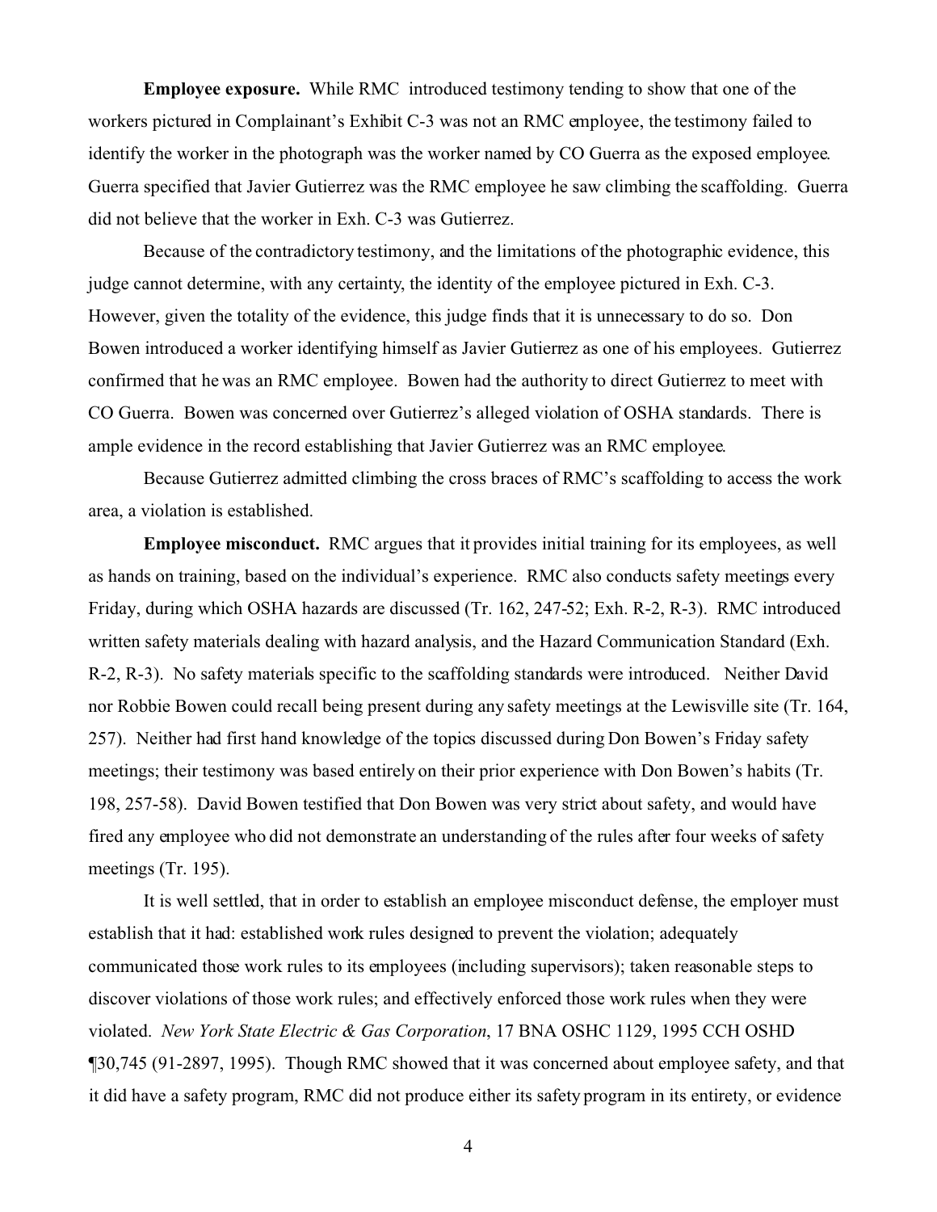**Employee exposure.** While RMC introduced testimony tending to show that one of the workers pictured in Complainant's Exhibit C-3 was not an RMC employee, the testimony failed to identify the worker in the photograph was the worker named by CO Guerra as the exposed employee. Guerra specified that Javier Gutierrez was the RMC employee he saw climbing the scaffolding. Guerra did not believe that the worker in Exh. C-3 was Gutierrez.

Because of the contradictory testimony, and the limitations of the photographic evidence, this judge cannot determine, with any certainty, the identity of the employee pictured in Exh. C-3. However, given the totality of the evidence, this judge finds that it is unnecessary to do so. Don Bowen introduced a worker identifying himself as Javier Gutierrez as one of his employees. Gutierrez confirmed that he was an RMC employee. Bowen had the authority to direct Gutierrez to meet with CO Guerra. Bowen was concerned over Gutierrez's alleged violation of OSHA standards. There is ample evidence in the record establishing that Javier Gutierrez was an RMC employee.

Because Gutierrez admitted climbing the cross braces of RMC's scaffolding to access the work area, a violation is established.

**Employee misconduct.** RMC argues that it provides initial training for its employees, as well as hands on training, based on the individual's experience. RMC also conducts safety meetings every Friday, during which OSHA hazards are discussed (Tr. 162, 247-52; Exh. R-2, R-3). RMC introduced written safety materials dealing with hazard analysis, and the Hazard Communication Standard (Exh. R-2, R-3). No safety materials specific to the scaffolding standards were introduced. Neither David nor Robbie Bowen could recall being present during any safety meetings at the Lewisville site (Tr. 164, 257). Neither had first hand knowledge of the topics discussed during Don Bowen's Friday safety meetings; their testimony was based entirely on their prior experience with Don Bowen's habits (Tr. 198, 257-58). David Bowen testified that Don Bowen was very strict about safety, and would have fired any employee who did not demonstrate an understanding of the rules after four weeks of safety meetings (Tr. 195).

It is well settled, that in order to establish an employee misconduct defense, the employer must establish that it had: established work rules designed to prevent the violation; adequately communicated those work rules to its employees (including supervisors); taken reasonable steps to discover violations of those work rules; and effectively enforced those work rules when they were violated. *New York State Electric & Gas Corporation*, 17 BNA OSHC 1129, 1995 CCH OSHD ¶30,745 (91-2897, 1995). Though RMC showed that it was concerned about employee safety, and that it did have a safety program, RMC did not produce either its safety program in its entirety, or evidence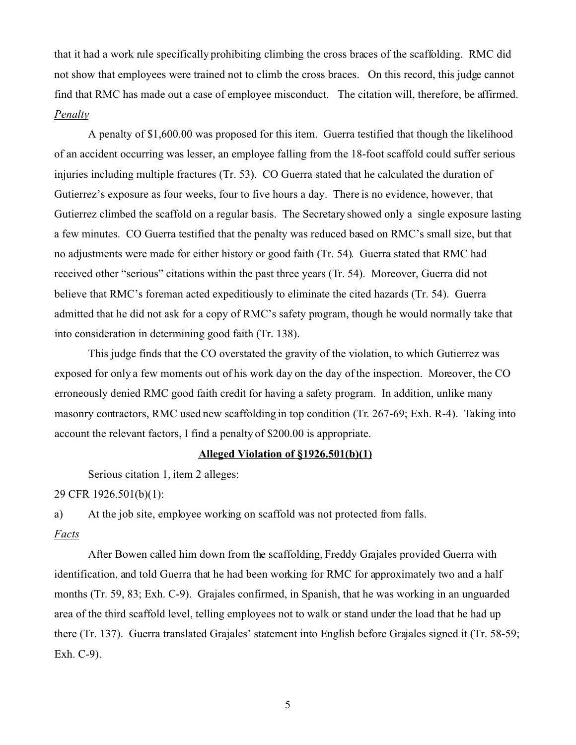that it had a work rule specifically prohibiting climbing the cross braces of the scaffolding. RMC did not show that employees were trained not to climb the cross braces. On this record, this judge cannot find that RMC has made out a case of employee misconduct. The citation will, therefore, be affirmed.

*Penalty*

A penalty of $1,600.00 was proposed for this item. Guerra testified that though the likelihood of an accident occurring was lesser, an employee falling from the 18-foot scaffold could suffer serious injuries including multiple fractures (Tr. 53). CO Guerra stated that he calculated the duration of Gutierrez's exposure as four weeks, four to five hours a day. There is no evidence, however, that Gutierrez climbed the scaffold on a regular basis. The Secretary showed only a single exposure lasting a few minutes. CO Guerra testified that the penalty was reduced based on RMC's small size, but that no adjustments were made for either history or good faith (Tr. 54). Guerra stated that RMC had received other "serious" citations within the past three years (Tr. 54). Moreover, Guerra did not believe that RMC's foreman acted expeditiously to eliminate the cited hazards (Tr. 54). Guerra admitted that he did not ask for a copy of RMC's safety program, though he would normally take that into consideration in determining good faith (Tr. 138).

This judge finds that the CO overstated the gravity of the violation, to which Gutierrez was exposed for only a few moments out of his work day on the day of the inspection. Moreover, the CO erroneously denied RMC good faith credit for having a safety program. In addition, unlike many masonry contractors, RMC used new scaffolding in top condition (Tr. 267-69; Exh. R-4). Taking into account the relevant factors, I find a penalty of $200.00 is appropriate.

**Alleged Violation of §1926.501(b)(1)**

Serious citation 1, item 2 alleges:

29 CFR 1926.501(b)(1):

a) At the job site, employee working on scaffold was not protected from falls.

*Facts*

After Bowen called him down from the scaffolding, Freddy Grajales provided Guerra with identification, and told Guerra that he had been working for RMC for approximately two and a half months (Tr. 59, 83; Exh. C-9). Grajales confirmed, in Spanish, that he was working in an unguarded area of the third scaffold level, telling employees not to walk or stand under the load that he had up there (Tr. 137). Guerra translated Grajales' statement into English before Grajales signed it (Tr. 58-59; Exh. C-9).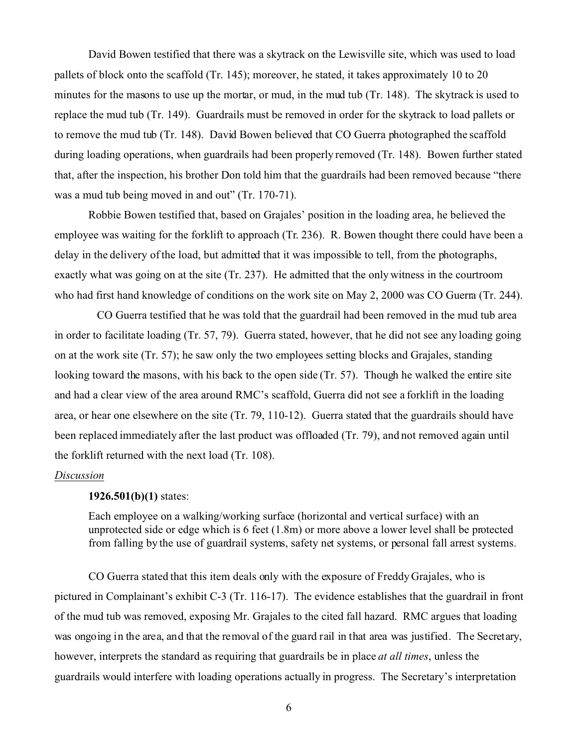David Bowen testified that there was a skytrack on the Lewisville site, which was used to load pallets of block onto the scaffold (Tr. 145); moreover, he stated, it takes approximately 10 to 20 minutes for the masons to use up the mortar, or mud, in the mud tub (Tr. 148). The skytrack is used to replace the mud tub (Tr. 149). Guardrails must be removed in order for the skytrack to load pallets or to remove the mud tub (Tr. 148). David Bowen believed that CO Guerra photographed the scaffold during loading operations, when guardrails had been properly removed (Tr. 148). Bowen further stated that, after the inspection, his brother Don told him that the guardrails had been removed because "there was a mud tub being moved in and out" (Tr. 170-71).

Robbie Bowen testified that, based on Grajales' position in the loading area, he believed the employee was waiting for the forklift to approach (Tr. 236). R. Bowen thought there could have been a delay in the delivery of the load, but admitted that it was impossible to tell, from the photographs, exactly what was going on at the site (Tr. 237). He admitted that the only witness in the courtroom who had first hand knowledge of conditions on the work site on May 2, 2000 was CO Guerra (Tr. 244).

CO Guerra testified that he was told that the guardrail had been removed in the mud tub area in order to facilitate loading (Tr. 57, 79). Guerra stated, however, that he did not see any loading going on at the work site (Tr. 57); he saw only the two employees setting blocks and Grajales, standing looking toward the masons, with his back to the open side (Tr. 57). Though he walked the entire site and had a clear view of the area around RMC's scaffold, Guerra did not see a forklift in the loading area, or hear one elsewhere on the site (Tr. 79, 110-12). Guerra stated that the guardrails should have been replaced immediately after the last product was offloaded (Tr. 79), and not removed again until the forklift returned with the next load (Tr. 108).

*Discussion*

**1926.501(b)(1)** states:

> Each employee on a walking/working surface (horizontal and vertical surface) with an unprotected side or edge which is 6 feet (1.8m) or more above a lower level shall be protected from falling by the use of guardrail systems, safety net systems, or personal fall arrest systems.

CO Guerra stated that this item deals only with the exposure of Freddy Grajales, who is pictured in Complainant's exhibit C-3 (Tr. 116-17). The evidence establishes that the guardrail in front of the mud tub was removed, exposing Mr. Grajales to the cited fall hazard. RMC argues that loading was ongoing in the area, and that the removal of the guard rail in that area was justified. The Secretary, however, interprets the standard as requiring that guardrails be in place *at all times*, unless the guardrails would interfere with loading operations actually in progress. The Secretary's interpretation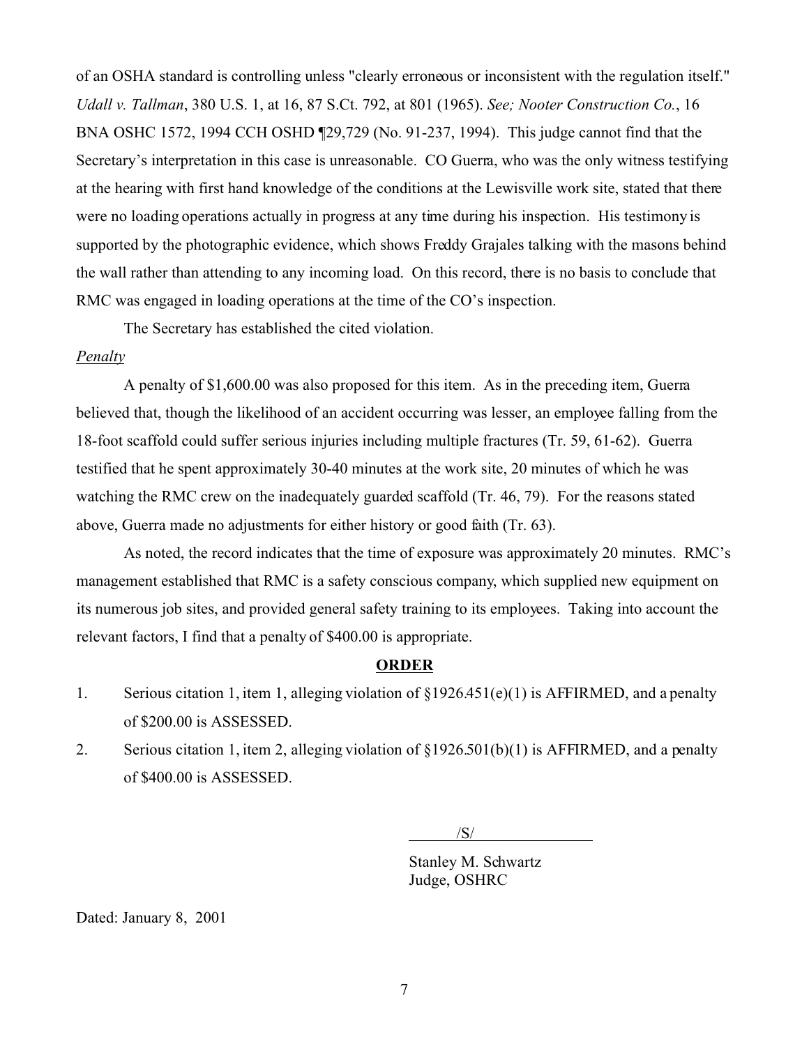of an OSHA standard is controlling unless "clearly erroneous or inconsistent with the regulation itself." *Udall v. Tallman*, 380 U.S. 1, at 16, 87 S.Ct. 792, at 801 (1965). *See; Nooter Construction Co.*, 16 BNA OSHC 1572, 1994 CCH OSHD ¶29,729 (No. 91-237, 1994). This judge cannot find that the Secretary's interpretation in this case is unreasonable. CO Guerra, who was the only witness testifying at the hearing with first hand knowledge of the conditions at the Lewisville work site, stated that there were no loading operations actually in progress at any time during his inspection. His testimony is supported by the photographic evidence, which shows Freddy Grajales talking with the masons behind the wall rather than attending to any incoming load. On this record, there is no basis to conclude that RMC was engaged in loading operations at the time of the CO's inspection.

The Secretary has established the cited violation.

*Penalty*

A penalty of $1,600.00 was also proposed for this item. As in the preceding item, Guerra believed that, though the likelihood of an accident occurring was lesser, an employee falling from the 18-foot scaffold could suffer serious injuries including multiple fractures (Tr. 59, 61-62). Guerra testified that he spent approximately 30-40 minutes at the work site, 20 minutes of which he was watching the RMC crew on the inadequately guarded scaffold (Tr. 46, 79). For the reasons stated above, Guerra made no adjustments for either history or good faith (Tr. 63).

As noted, the record indicates that the time of exposure was approximately 20 minutes. RMC's management established that RMC is a safety conscious company, which supplied new equipment on its numerous job sites, and provided general safety training to its employees. Taking into account the relevant factors, I find that a penalty of $400.00 is appropriate.

**ORDER**

1. Serious citation 1, item 1, alleging violation of §1926.451(e)(1) is AFFIRMED, and a penalty of $200.00 is ASSESSED.
2. Serious citation 1, item 2, alleging violation of §1926.501(b)(1) is AFFIRMED, and a penalty of $400.00 is ASSESSED.

/S/

Stanley M. Schwartz
Judge, OSHRC

Dated: January 8, 2001